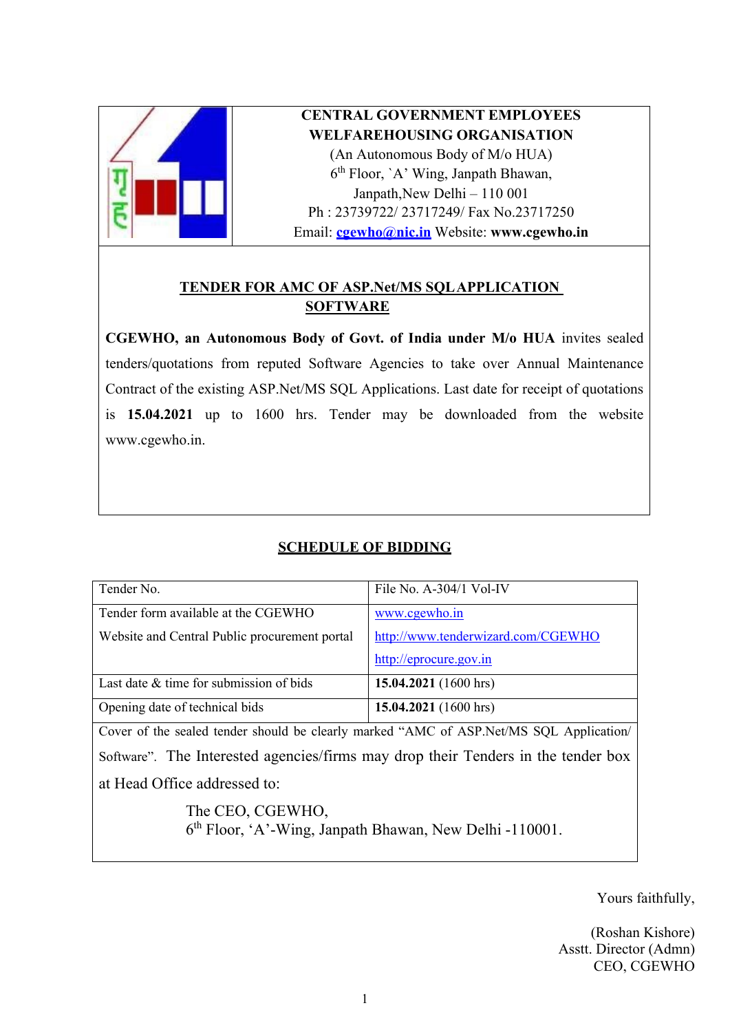**CENTRAL GOVERNMENT EMPLOYEES WELFAREHOUSING ORGANISATION**

(An Autonomous Body of M/o HUA)
6th Floor, `A' Wing, Janpath Bhawan,
Janpath,New Delhi – 110 001
Ph : 23739722/ 23717249/ Fax No.23717250
Email: cgewho@nic.in Website: **www.cgewho.in**

## TENDER FOR AMC OF ASP.Net/MS SQL APPLICATION SOFTWARE

**CGEWHO, an Autonomous Body of Govt. of India under M/o HUA** invites sealed tenders/quotations from reputed Software Agencies to take over Annual Maintenance Contract of the existing ASP.Net/MS SQL Applications. Last date for receipt of quotations is **15.04.2021** up to 1600 hrs. Tender may be downloaded from the website www.cgewho.in.

## SCHEDULE OF BIDDING

| Tender No. | File No. A-304/1 Vol-IV |
|---|---|
| Tender form available at the CGEWHO Website and Central Public procurement portal | www.cgewho.in<br>http://www.tenderwizard.com/CGEWHO<br>http://eprocure.gov.in |
| Last date & time for submission of bids | **15.04.2021** (1600 hrs) |
| Opening date of technical bids | **15.04.2021** (1600 hrs) |

Cover of the sealed tender should be clearly marked "AMC of ASP.Net/MS SQL Application/ Software". The Interested agencies/firms may drop their Tenders in the tender box at Head Office addressed to:

The CEO, CGEWHO,
6th Floor, 'A'-Wing, Janpath Bhawan, New Delhi -110001.

Yours faithfully,

(Roshan Kishore)
Asstt. Director (Admn)
CEO, CGEWHO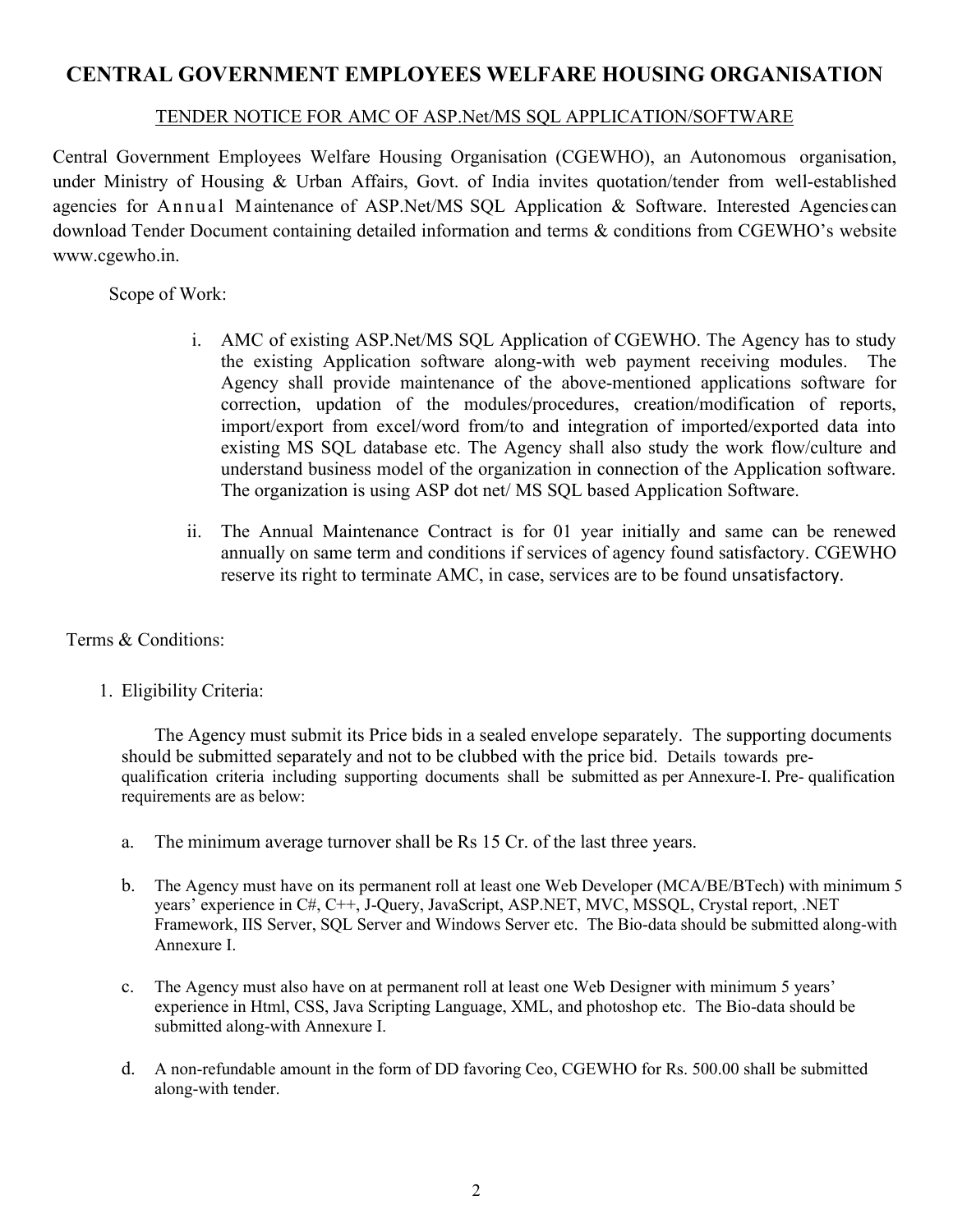# CENTRAL GOVERNMENT EMPLOYEES WELFARE HOUSING ORGANISATION

## TENDER NOTICE FOR AMC OF ASP.Net/MS SQL APPLICATION/SOFTWARE

Central Government Employees Welfare Housing Organisation (CGEWHO), an Autonomous organisation, under Ministry of Housing & Urban Affairs, Govt. of India invites quotation/tender from well-established agencies for Annual Maintenance of ASP.Net/MS SQL Application & Software. Interested Agencies can download Tender Document containing detailed information and terms & conditions from CGEWHO's website www.cgewho.in.

Scope of Work:

i. AMC of existing ASP.Net/MS SQL Application of CGEWHO. The Agency has to study the existing Application software along-with web payment receiving modules. The Agency shall provide maintenance of the above-mentioned applications software for correction, updation of the modules/procedures, creation/modification of reports, import/export from excel/word from/to and integration of imported/exported data into existing MS SQL database etc. The Agency shall also study the work flow/culture and understand business model of the organization in connection of the Application software. The organization is using ASP dot net/ MS SQL based Application Software.

ii. The Annual Maintenance Contract is for 01 year initially and same can be renewed annually on same term and conditions if services of agency found satisfactory. CGEWHO reserve its right to terminate AMC, in case, services are to be found unsatisfactory.

Terms & Conditions:

1. Eligibility Criteria:

   The Agency must submit its Price bids in a sealed envelope separately. The supporting documents should be submitted separately and not to be clubbed with the price bid. Details towards pre-qualification criteria including supporting documents shall be submitted as per Annexure-I. Pre- qualification requirements are as below:

   a. The minimum average turnover shall be Rs 15 Cr. of the last three years.

   b. The Agency must have on its permanent roll at least one Web Developer (MCA/BE/BTech) with minimum 5 years' experience in C#, C++, J-Query, JavaScript, ASP.NET, MVC, MSSQL, Crystal report, .NET Framework, IIS Server, SQL Server and Windows Server etc. The Bio-data should be submitted along-with Annexure I.

   c. The Agency must also have on at permanent roll at least one Web Designer with minimum 5 years' experience in Html, CSS, Java Scripting Language, XML, and photoshop etc. The Bio-data should be submitted along-with Annexure I.

   d. A non-refundable amount in the form of DD favoring Ceo, CGEWHO for Rs. 500.00 shall be submitted along-with tender.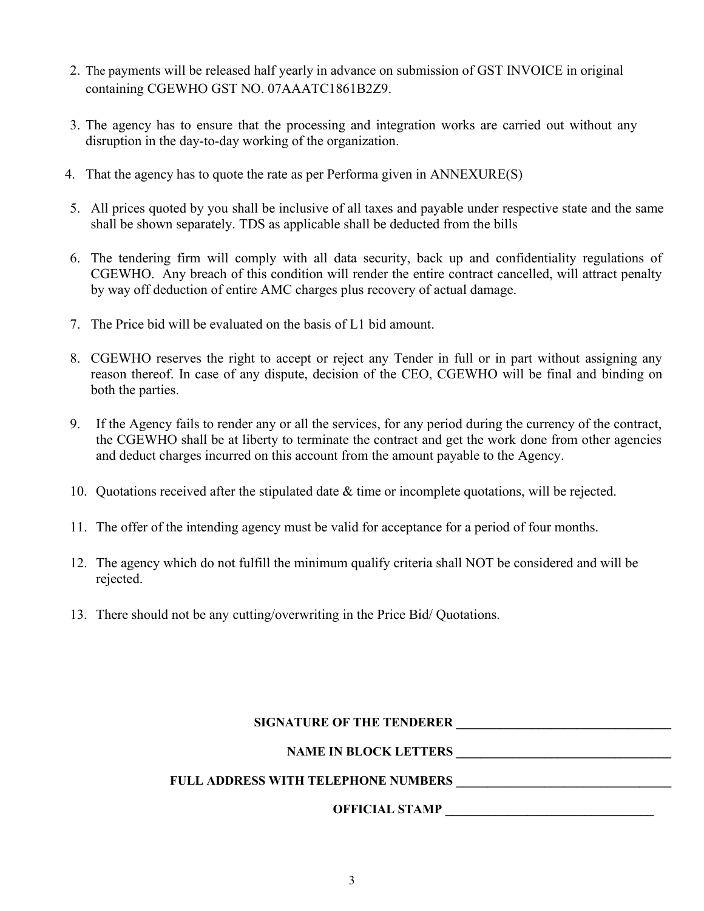2. The payments will be released half yearly in advance on submission of GST INVOICE in original containing CGEWHO GST NO. 07AAATC1861B2Z9.

3. The agency has to ensure that the processing and integration works are carried out without any disruption in the day-to-day working of the organization.

4. That the agency has to quote the rate as per Performa given in ANNEXURE(S)

5. All prices quoted by you shall be inclusive of all taxes and payable under respective state and the same shall be shown separately. TDS as applicable shall be deducted from the bills

6. The tendering firm will comply with all data security, back up and confidentiality regulations of CGEWHO. Any breach of this condition will render the entire contract cancelled, will attract penalty by way off deduction of entire AMC charges plus recovery of actual damage.

7. The Price bid will be evaluated on the basis of L1 bid amount.

8. CGEWHO reserves the right to accept or reject any Tender in full or in part without assigning any reason thereof. In case of any dispute, decision of the CEO, CGEWHO will be final and binding on both the parties.

9. If the Agency fails to render any or all the services, for any period during the currency of the contract, the CGEWHO shall be at liberty to terminate the contract and get the work done from other agencies and deduct charges incurred on this account from the amount payable to the Agency.

10. Quotations received after the stipulated date & time or incomplete quotations, will be rejected.

11. The offer of the intending agency must be valid for acceptance for a period of four months.

12. The agency which do not fulfill the minimum qualify criteria shall NOT be considered and will be rejected.

13. There should not be any cutting/overwriting in the Price Bid/ Quotations.

**SIGNATURE OF THE TENDERER** ___________________________________

**NAME IN BLOCK LETTERS** ___________________________________

**FULL ADDRESS WITH TELEPHONE NUMBERS** ___________________________________

**OFFICIAL STAMP** _________________________________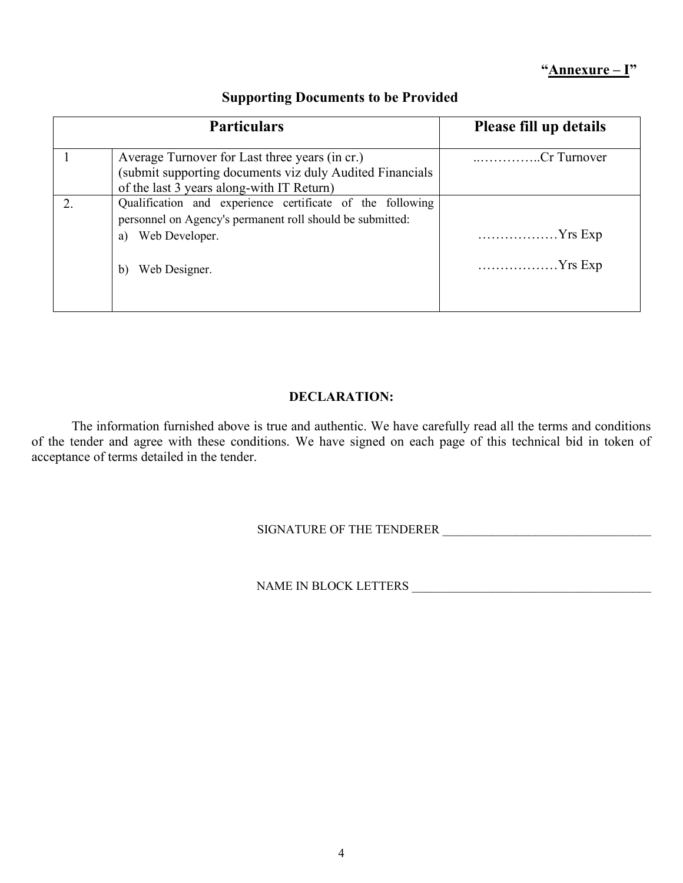**"Annexure – I"**

## Supporting Documents to be Provided

| Particulars | | Please fill up details |
|---|---|---|
| 1 | Average Turnover for Last three years (in cr.) (submit supporting documents viz duly Audited Financials of the last 3 years along-with IT Return) | ..…………..Cr Turnover |
| 2. | Qualification and experience certificate of the following personnel on Agency's permanent roll should be submitted:<br>a) Web Developer.<br>b) Web Designer. | <br>………………Yrs Exp<br>………………Yrs Exp |

**DECLARATION:**

The information furnished above is true and authentic. We have carefully read all the terms and conditions of the tender and agree with these conditions. We have signed on each page of this technical bid in token of acceptance of terms detailed in the tender.

SIGNATURE OF THE TENDERER ___________________________________

NAME IN BLOCK LETTERS ________________________________________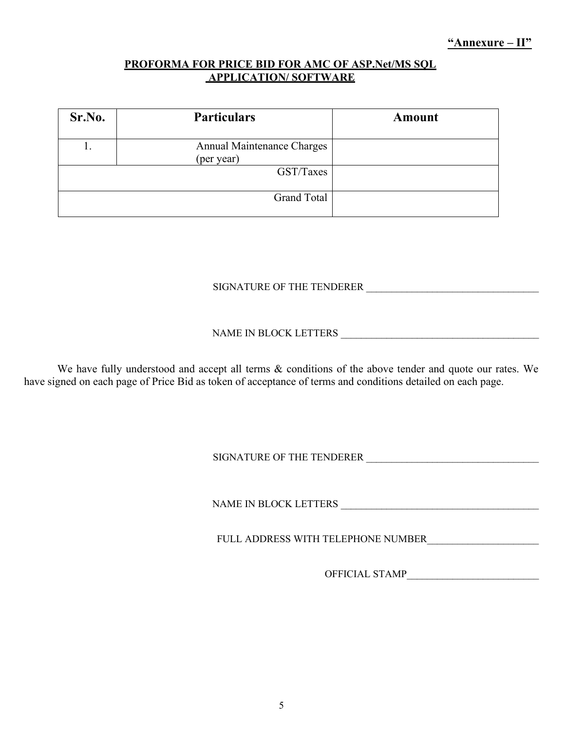**“Annexure – II”**

## PROFORMA FOR PRICE BID FOR AMC OF ASP.Net/MS SQL APPLICATION/ SOFTWARE

| Sr.No. | Particulars | Amount |
|---|---|---|
| 1. | Annual Maintenance Charges (per year) | |
| | GST/Taxes | |
| | Grand Total | |

SIGNATURE OF THE TENDERER ___________________________________

NAME IN BLOCK LETTERS _______________________________________

We have fully understood and accept all terms & conditions of the above tender and quote our rates. We have signed on each page of Price Bid as token of acceptance of terms and conditions detailed on each page.

SIGNATURE OF THE TENDERER ___________________________________

NAME IN BLOCK LETTERS _______________________________________

FULL ADDRESS WITH TELEPHONE NUMBER______________________

OFFICIAL STAMP__________________________